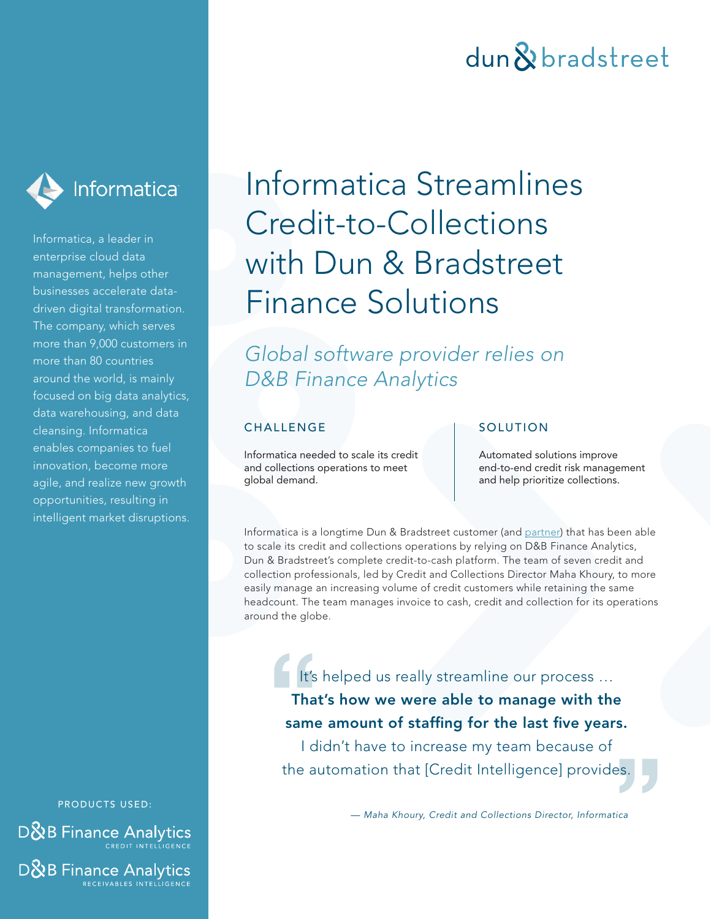# Informatica Streamlines Credit-to-Collections with Dun & Bradstreet Finance Solutions

*Global software provider relies on D&B Finance Analytics*

Informatica

Informatica, a leader in enterprise cloud data management, helps other businesses accelerate data-driven digital transformation. The company, which serves more than 9,000 customers in more than 80 countries around the world, is mainly focused on big data analytics, data warehousing, and data cleansing. Informatica enables companies to fuel innovation, become more agile, and realize new growth opportunities, resulting in intelligent market disruptions.

### CHALLENGE

Informatica needed to scale its credit and collections operations to meet global demand.

### SOLUTION

Automated solutions improve end-to-end credit risk management and help prioritize collections.

Informatica is a longtime Dun & Bradstreet customer (and partner) that has been able to scale its credit and collections operations by relying on D&B Finance Analytics, Dun & Bradstreet's complete credit-to-cash platform. The team of seven credit and collection professionals, led by Credit and Collections Director Maha Khoury, to more easily manage an increasing volume of credit customers while retaining the same headcount. The team manages invoice to cash, credit and collection for its operations around the globe.

> "It's helped us really streamline our process … **That's how we were able to manage with the same amount of staffing for the last five years.** I didn't have to increase my team because of the automation that [Credit Intelligence] provides."
>
> *— Maha Khoury, Credit and Collections Director, Informatica*

PRODUCTS USED:

- D&B Finance Analytics – CREDIT INTELLIGENCE
- D&B Finance Analytics – RECEIVABLES INTELLIGENCE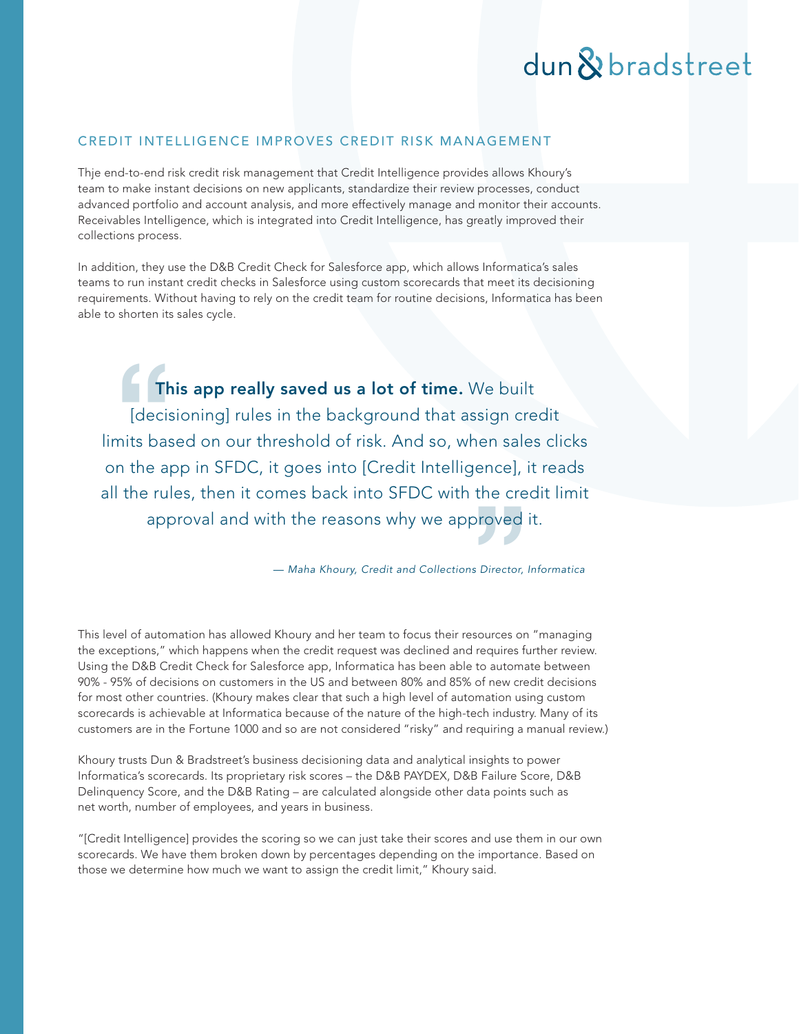## CREDIT INTELLIGENCE IMPROVES CREDIT RISK MANAGEMENT

Thje end-to-end risk credit risk management that Credit Intelligence provides allows Khoury's team to make instant decisions on new applicants, standardize their review processes, conduct advanced portfolio and account analysis, and more effectively manage and monitor their accounts. Receivables Intelligence, which is integrated into Credit Intelligence, has greatly improved their collections process.

In addition, they use the D&B Credit Check for Salesforce app, which allows Informatica's sales teams to run instant credit checks in Salesforce using custom scorecards that meet its decisioning requirements. Without having to rely on the credit team for routine decisions, Informatica has been able to shorten its sales cycle.

> **This app really saved us a lot of time.** We built [decisioning] rules in the background that assign credit limits based on our threshold of risk. And so, when sales clicks on the app in SFDC, it goes into [Credit Intelligence], it reads all the rules, then it comes back into SFDC with the credit limit approval and with the reasons why we approved it.
>
> *— Maha Khoury, Credit and Collections Director, Informatica*

This level of automation has allowed Khoury and her team to focus their resources on "managing the exceptions," which happens when the credit request was declined and requires further review. Using the D&B Credit Check for Salesforce app, Informatica has been able to automate between 90% - 95% of decisions on customers in the US and between 80% and 85% of new credit decisions for most other countries. (Khoury makes clear that such a high level of automation using custom scorecards is achievable at Informatica because of the nature of the high-tech industry. Many of its customers are in the Fortune 1000 and so are not considered "risky" and requiring a manual review.)

Khoury trusts Dun & Bradstreet's business decisioning data and analytical insights to power Informatica's scorecards. Its proprietary risk scores – the D&B PAYDEX, D&B Failure Score, D&B Delinquency Score, and the D&B Rating – are calculated alongside other data points such as net worth, number of employees, and years in business.

"[Credit Intelligence] provides the scoring so we can just take their scores and use them in our own scorecards. We have them broken down by percentages depending on the importance. Based on those we determine how much we want to assign the credit limit," Khoury said.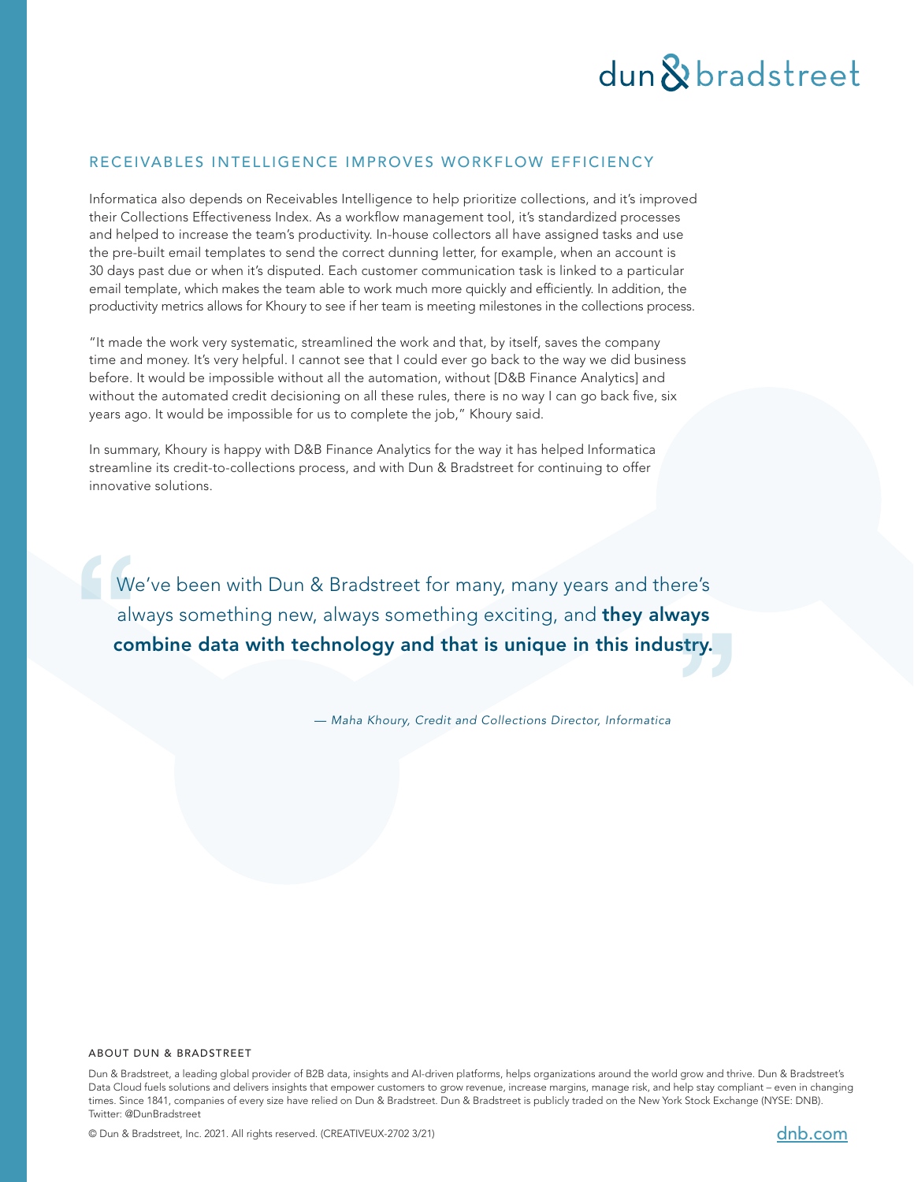## RECEIVABLES INTELLIGENCE IMPROVES WORKFLOW EFFICIENCY

Informatica also depends on Receivables Intelligence to help prioritize collections, and it's improved their Collections Effectiveness Index. As a workflow management tool, it's standardized processes and helped to increase the team's productivity. In-house collectors all have assigned tasks and use the pre-built email templates to send the correct dunning letter, for example, when an account is 30 days past due or when it's disputed. Each customer communication task is linked to a particular email template, which makes the team able to work much more quickly and efficiently. In addition, the productivity metrics allows for Khoury to see if her team is meeting milestones in the collections process.

"It made the work very systematic, streamlined the work and that, by itself, saves the company time and money. It's very helpful. I cannot see that I could ever go back to the way we did business before. It would be impossible without all the automation, without [D&B Finance Analytics] and without the automated credit decisioning on all these rules, there is no way I can go back five, six years ago. It would be impossible for us to complete the job," Khoury said.

In summary, Khoury is happy with D&B Finance Analytics for the way it has helped Informatica streamline its credit-to-collections process, and with Dun & Bradstreet for continuing to offer innovative solutions.

> "We've been with Dun & Bradstreet for many, many years and there's always something new, always something exciting, and **they always combine data with technology and that is unique in this industry.**"
>
> *— Maha Khoury, Credit and Collections Director, Informatica*

### ABOUT DUN & BRADSTREET

Dun & Bradstreet, a leading global provider of B2B data, insights and AI-driven platforms, helps organizations around the world grow and thrive. Dun & Bradstreet's Data Cloud fuels solutions and delivers insights that empower customers to grow revenue, increase margins, manage risk, and help stay compliant – even in changing times. Since 1841, companies of every size have relied on Dun & Bradstreet. Dun & Bradstreet is publicly traded on the New York Stock Exchange (NYSE: DNB). Twitter: @DunBradstreet

© Dun & Bradstreet, Inc. 2021. All rights reserved. (CREATIVEUX-2702 3/21)

dnb.com